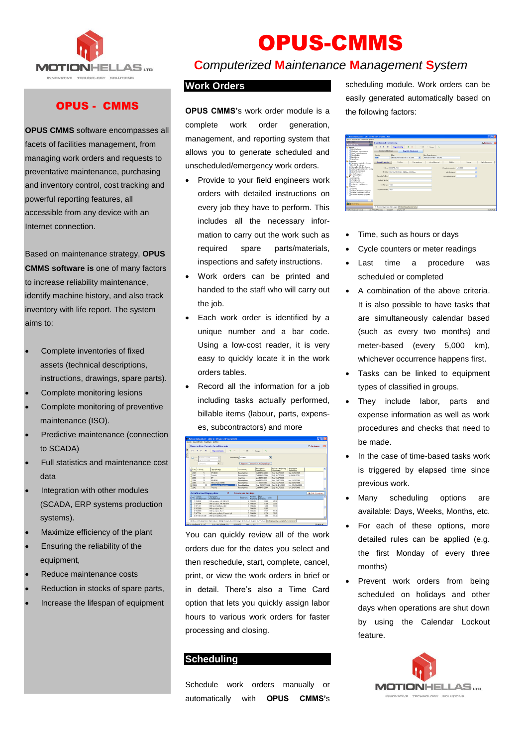# OPUS-CMMS

## Computerized Maintenance Management System

## OPUS - CMMS

**OPUS CMMS** software encompasses all facets of facilities management, from managing work orders and requests to preventative maintenance, purchasing and inventory control, cost tracking and powerful reporting features, all accessible from any device with an Internet connection.

Based on maintenance strategy, **OPUS CMMS software is** one of many factors to increase reliability maintenance, identify machine history, and also track inventory with life report. The system aims to:

- Complete inventories of fixed assets (technical descriptions, instructions, drawings, spare parts).
- Complete monitoring lesions
- Complete monitoring of preventive maintenance (ISO).
- Predictive maintenance (connection to SCADA)
- Full statistics and maintenance cost data
- Integration with other modules (SCADA, ERP systems production systems).
- Maximize efficiency of the plant
- Ensuring the reliability of the equipment,
- Reduce maintenance costs
- Reduction in stocks of spare parts,
- Increase the lifespan of equipment

## Work Orders

**OPUS CMMS**'s work order module is a complete work order generation, management, and reporting system that allows you to generate scheduled and unscheduled/emergency work orders.

- Provide to your field engineers work orders with detailed instructions on every job they have to perform. This includes all the necessary information to carry out the work such as required spare parts/materials, inspections and safety instructions.
- Work orders can be printed and handed to the staff who will carry out the job.
- Each work order is identified by a unique number and a bar code. Using a low-cost reader, it is very easy to quickly locate it in the work orders tables.
- Record all the information for a job including tasks actually performed, billable items (labour, parts, expenses, subcontractors) and more

You can quickly review all of the work orders due for the dates you select and then reschedule, start, complete, cancel, print, or view the work orders in brief or in detail. There's also a Time Card option that lets you quickly assign labor hours to various work orders for faster processing and closing.

## Scheduling

Schedule work orders manually or automatically with **OPUS CMMS**'s scheduling module. Work orders can be easily generated automatically based on the following factors:

- Time, such as hours or days
- Cycle counters or meter readings
- Last time a procedure was scheduled or completed
- A combination of the above criteria. It is also possible to have tasks that are simultaneously calendar based (such as every two months) and meter-based (every 5,000 km), whichever occurrence happens first.
- Tasks can be linked to equipment types of classified in groups.
- They include labor, parts and expense information as well as work procedures and checks that need to be made.
- In the case of time-based tasks work is triggered by elapsed time since previous work.
- Many scheduling options are available: Days, Weeks, Months, etc.
- For each of these options, more detailed rules can be applied (e.g. the first Monday of every three months)
- Prevent work orders from being scheduled on holidays and other days when operations are shut down by using the Calendar Lockout feature.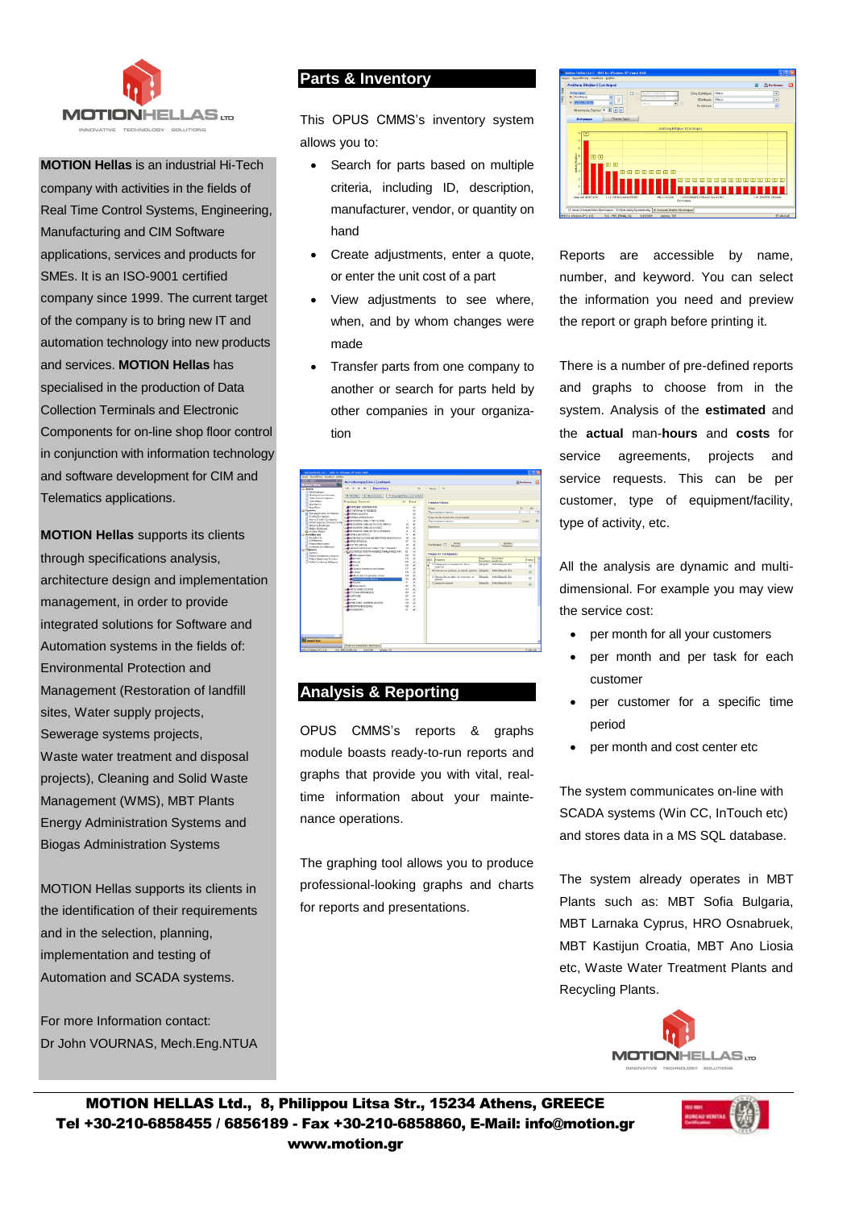**MOTION Hellas** is an industrial Hi-Tech company with activities in the fields of Real Time Control Systems, Engineering, Manufacturing and CIM Software applications, services and products for SMEs. It is an ISO-9001 certified company since 1999. The current target of the company is to bring new IT and automation technology into new products and services. **MOTION Hellas** has specialised in the production of Data Collection Terminals and Electronic Components for on-line shop floor control in conjunction with information technology and software development for CIM and Telematics applications.

**MOTION Hellas** supports its clients through specifications analysis, architecture design and implementation management, in order to provide integrated solutions for Software and Automation systems in the fields of: Environmental Protection and Management (Restoration of landfill sites, Water supply projects, Sewerage systems projects, Waste water treatment and disposal projects), Cleaning and Solid Waste Management (WMS), MBT Plants Energy Administration Systems and Biogas Administration Systems

MOTION Hellas supports its clients in the identification of their requirements and in the selection, planning, implementation and testing of Automation and SCADA systems.

For more Information contact:
Dr John VOURNAS, Mech.Eng.NTUA

## Parts & Inventory

This OPUS CMMS's inventory system allows you to:

- Search for parts based on multiple criteria, including ID, description, manufacturer, vendor, or quantity on hand
- Create adjustments, enter a quote, or enter the unit cost of a part
- View adjustments to see where, when, and by whom changes were made
- Transfer parts from one company to another or search for parts held by other companies in your organization

## Analysis & Reporting

OPUS CMMS's reports & graphs module boasts ready-to-run reports and graphs that provide you with vital, real-time information about your maintenance operations.

The graphing tool allows you to produce professional-looking graphs and charts for reports and presentations.

Reports are accessible by name, number, and keyword. You can select the information you need and preview the report or graph before printing it.

There is a number of pre-defined reports and graphs to choose from in the system. Analysis of the **estimated** and the **actual** man-**hours** and **costs** for service agreements, projects and service requests. This can be per customer, type of equipment/facility, type of activity, etc.

All the analysis are dynamic and multi-dimensional. For example you may view the service cost:

- per month for all your customers
- per month and per task for each customer
- per customer for a specific time period
- per month and cost center etc

The system communicates on-line with SCADA systems (Win CC, InTouch etc) and stores data in a MS SQL database.

The system already operates in MBT Plants such as: MBT Sofia Bulgaria, MBT Larnaka Cyprus, HRO Osnabruek, MBT Kastijun Croatia, MBT Ano Liosia etc, Waste Water Treatment Plants and Recycling Plants.

**MOTION HELLAS Ltd., 8, Philippou Litsa Str., 15234 Athens, GREECE**
**Tel +30-210-6858455 / 6856189 - Fax +30-210-6858860, E-Mail: info@motion.gr**
**www.motion.gr**